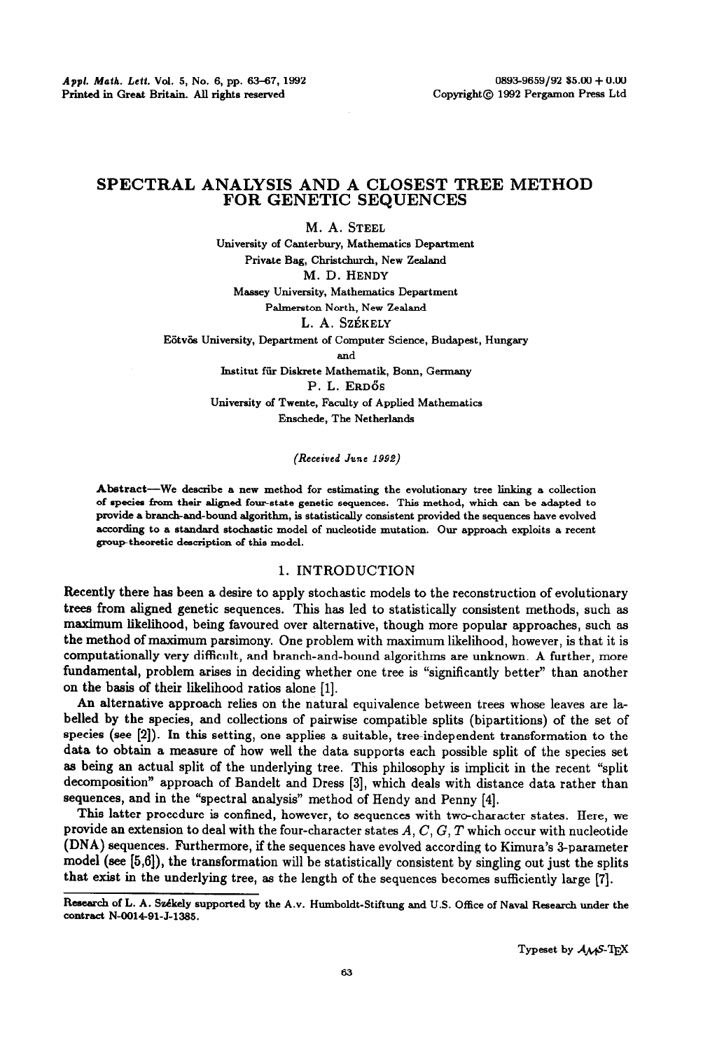# SPECTRAL ANALYSIS AND A CLOSEST TREE METHOD FOR GENETIC SEQUENCES

M. A. STEEL
University of Canterbury, Mathematics Department
Private Bag, Christchurch, New Zealand

M. D. HENDY
Massey University, Mathematics Department
Palmerston North, New Zealand

L. A. SZÉKELY
Eötvös University, Department of Computer Science, Budapest, Hungary
and
Institut für Diskrete Mathematik, Bonn, Germany

P. L. ERDŐS
University of Twente, Faculty of Applied Mathematics
Enschede, The Netherlands

*(Received June 1992)*

**Abstract**—We describe a new method for estimating the evolutionary tree linking a collection of species from their aligned four-state genetic sequences. This method, which can be adapted to provide a branch-and-bound algorithm, is statistically consistent provided the sequences have evolved according to a standard stochastic model of nucleotide mutation. Our approach exploits a recent group-theoretic description of this model.

## 1. INTRODUCTION

Recently there has been a desire to apply stochastic models to the reconstruction of evolutionary trees from aligned genetic sequences. This has led to statistically consistent methods, such as maximum likelihood, being favoured over alternative, though more popular approaches, such as the method of maximum parsimony. One problem with maximum likelihood, however, is that it is computationally very difficult, and branch-and-bound algorithms are unknown. A further, more fundamental, problem arises in deciding whether one tree is "significantly better" than another on the basis of their likelihood ratios alone [1].

An alternative approach relies on the natural equivalence between trees whose leaves are labelled by the species, and collections of pairwise compatible splits (bipartitions) of the set of species (see [2]). In this setting, one applies a suitable, tree-independent transformation to the data to obtain a measure of how well the data supports each possible split of the species set as being an actual split of the underlying tree. This philosophy is implicit in the recent "split decomposition" approach of Bandelt and Dress [3], which deals with distance data rather than sequences, and in the "spectral analysis" method of Hendy and Penny [4].

This latter procedure is confined, however, to sequences with two-character states. Here, we provide an extension to deal with the four-character states $A$, $C$, $G$, $T$ which occur with nucleotide (DNA) sequences. Furthermore, if the sequences have evolved according to Kimura's 3-parameter model (see [5,6]), the transformation will be statistically consistent by singling out just the splits that exist in the underlying tree, as the length of the sequences becomes sufficiently large [7].

Research of L. A. Székely supported by the A.v. Humboldt-Stiftung and U.S. Office of Naval Research under the contract N-0014-91-J-1385.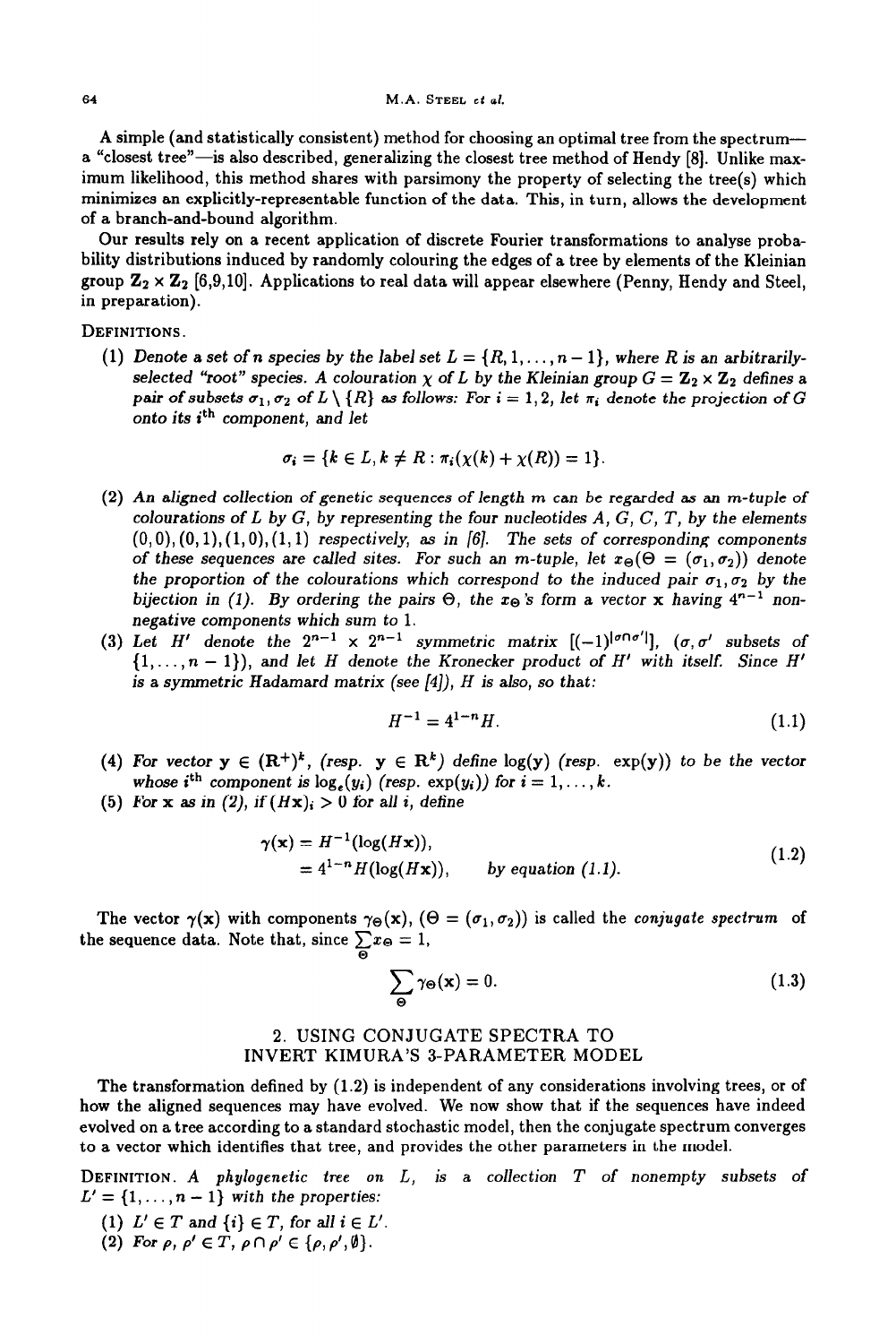A simple (and statistically consistent) method for choosing an optimal tree from the spectrum—a "closest tree"—is also described, generalizing the closest tree method of Hendy [8]. Unlike maximum likelihood, this method shares with parsimony the property of selecting the tree(s) which minimizes an explicitly-representable function of the data. This, in turn, allows the development of a branch-and-bound algorithm.

Our results rely on a recent application of discrete Fourier transformations to analyse probability distributions induced by randomly colouring the edges of a tree by elements of the Kleinian group $\mathbf{Z}_2 \times \mathbf{Z}_2$ [6,9,10]. Applications to real data will appear elsewhere (Penny, Hendy and Steel, in preparation).

DEFINITIONS.

(1) *Denote a set of $n$ species by the label set $L = \{R, 1, \dots, n-1\}$, where $R$ is an arbitrarily-selected "root" species. A colouration $\chi$ of $L$ by the Kleinian group $G = \mathbf{Z}_2 \times \mathbf{Z}_2$ defines a pair of subsets $\sigma_1, \sigma_2$ of $L \setminus \{R\}$ as follows: For $i = 1, 2$, let $\pi_i$ denote the projection of $G$ onto its $i^{\text{th}}$ component, and let*

$$\sigma_i = \{k \in L, k \neq R : \pi_i(\chi(k) + \chi(R)) = 1\}.$$

(2) *An aligned collection of genetic sequences of length $m$ can be regarded as an $m$-tuple of colourations of $L$ by $G$, by representing the four nucleotides $A$, $G$, $C$, $T$, by the elements $(0,0), (0,1), (1,0), (1,1)$ respectively, as in [6]. The sets of corresponding components of these sequences are called sites. For such an $m$-tuple, let $x_\Theta(\Theta = (\sigma_1, \sigma_2))$ denote the proportion of the colourations which correspond to the induced pair $\sigma_1, \sigma_2$ by the bijection in (1). By ordering the pairs $\Theta$, the $x_\Theta$'s form a vector $\mathbf{x}$ having $4^{n-1}$ non-negative components which sum to 1.*

(3) *Let $H'$ denote the $2^{n-1} \times 2^{n-1}$ symmetric matrix $[(-1)^{|\sigma \cap \sigma'|}]$, ($\sigma, \sigma'$ subsets of $\{1, \dots, n-1\}$), and let $H$ denote the Kronecker product of $H'$ with itself. Since $H'$ is a symmetric Hadamard matrix (see [4]), $H$ is also, so that:*

$$H^{-1} = 4^{1-n} H. \tag{1.1}$$

(4) *For vector $\mathbf{y} \in (\mathbf{R}^+)^k$, (resp. $\mathbf{y} \in \mathbf{R}^k$) define $\log(\mathbf{y})$ (resp. $\exp(\mathbf{y})$) to be the vector whose $i^{\text{th}}$ component is $\log_e(y_i)$ (resp. $\exp(y_i)$) for $i = 1, \dots, k$.*

(5) *For $\mathbf{x}$ as in (2), if $(H\mathbf{x})_i > 0$ for all $i$, define*

$$\begin{aligned} \gamma(\mathbf{x}) &= H^{-1}(\log(H\mathbf{x})), \\ &= 4^{1-n} H(\log(H\mathbf{x})), \qquad \text{by equation (1.1)}. \end{aligned} \tag{1.2}$$

The vector $\gamma(\mathbf{x})$ with components $\gamma_\Theta(\mathbf{x})$, $(\Theta = (\sigma_1, \sigma_2))$ is called the *conjugate spectrum* of the sequence data. Note that, since $\sum_\Theta x_\Theta = 1$,

$$\sum_\Theta \gamma_\Theta(\mathbf{x}) = 0. \tag{1.3}$$

## 2. USING CONJUGATE SPECTRA TO INVERT KIMURA'S 3-PARAMETER MODEL

The transformation defined by (1.2) is independent of any considerations involving trees, or of how the aligned sequences may have evolved. We now show that if the sequences have indeed evolved on a tree according to a standard stochastic model, then the conjugate spectrum converges to a vector which identifies that tree, and provides the other parameters in the model.

DEFINITION. *A phylogenetic tree on $L$, is a collection $T$ of nonempty subsets of $L' = \{1, \dots, n-1\}$ with the properties:*

(1) *$L' \in T$ and $\{i\} \in T$, for all $i \in L'$.*
(2) *For $\rho, \rho' \in T$, $\rho \cap \rho' \in \{\rho, \rho', \emptyset\}$.*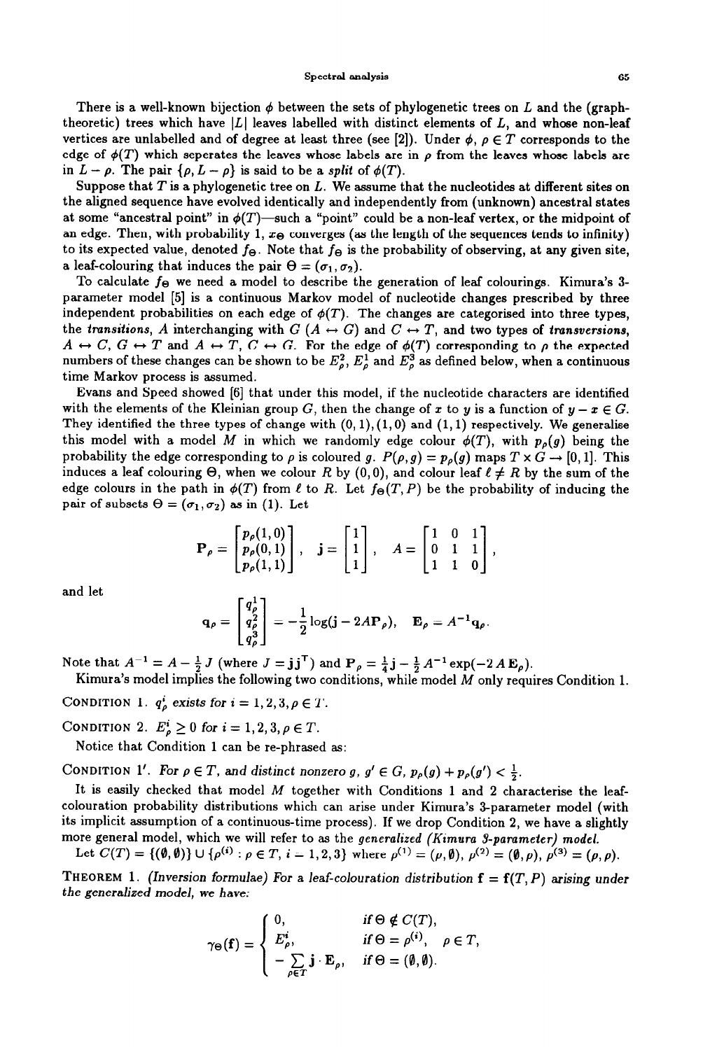There is a well-known bijection $\phi$ between the sets of phylogenetic trees on $L$ and the (graph-theoretic) trees which have $|L|$ leaves labelled with distinct elements of $L$, and whose non-leaf vertices are unlabelled and of degree at least three (see [2]). Under $\phi$, $\rho \in T$ corresponds to the edge of $\phi(T)$ which seperates the leaves whose labels are in $\rho$ from the leaves whose labels are in $L - \rho$. The pair $\{\rho, L - \rho\}$ is said to be a *split* of $\phi(T)$.

Suppose that $T$ is a phylogenetic tree on $L$. We assume that the nucleotides at different sites on the aligned sequence have evolved identically and independently from (unknown) ancestral states at some "ancestral point" in $\phi(T)$—such a "point" could be a non-leaf vertex, or the midpoint of an edge. Then, with probability 1, $x_\Theta$ converges (as the length of the sequences tends to infinity) to its expected value, denoted $f_\Theta$. Note that $f_\Theta$ is the probability of observing, at any given site, a leaf-colouring that induces the pair $\Theta = (\sigma_1, \sigma_2)$.

To calculate $f_\Theta$ we need a model to describe the generation of leaf colourings. Kimura's 3-parameter model [5] is a continuous Markov model of nucleotide changes prescribed by three independent probabilities on each edge of $\phi(T)$. The changes are categorised into three types, the *transitions*, $A$ interchanging with $G$ ($A \leftrightarrow G$) and $C \leftrightarrow T$, and two types of *transversions*, $A \leftrightarrow C$, $G \leftrightarrow T$ and $A \leftrightarrow T$, $C \leftrightarrow G$. For the edge of $\phi(T)$ corresponding to $\rho$ the expected numbers of these changes can be shown to be $E_\rho^2$, $E_\rho^1$ and $E_\rho^3$ as defined below, when a continuous time Markov process is assumed.

Evans and Speed showed [6] that under this model, if the nucleotide characters are identified with the elements of the Kleinian group $G$, then the change of $x$ to $y$ is a function of $y - x \in G$. They identified the three types of change with $(0,1), (1,0)$ and $(1,1)$ respectively. We generalise this model with a model $M$ in which we randomly edge colour $\phi(T)$, with $p_\rho(g)$ being the probability the edge corresponding to $\rho$ is coloured $g$. $P(\rho, g) = p_\rho(g)$ maps $T \times G \to [0,1]$. This induces a leaf colouring $\Theta$, when we colour $R$ by $(0,0)$, and colour leaf $\ell \neq R$ by the sum of the edge colours in the path in $\phi(T)$ from $\ell$ to $R$. Let $f_\Theta(T, P)$ be the probability of inducing the pair of subsets $\Theta = (\sigma_1, \sigma_2)$ as in (1). Let

$$\mathbf{P}_\rho = \begin{bmatrix} p_\rho(1,0) \\ p_\rho(0,1) \\ p_\rho(1,1) \end{bmatrix}, \quad \mathbf{j} = \begin{bmatrix} 1 \\ 1 \\ 1 \end{bmatrix}, \quad A = \begin{bmatrix} 1 & 0 & 1 \\ 0 & 1 & 1 \\ 1 & 1 & 0 \end{bmatrix},$$

and let

$$\mathbf{q}_\rho = \begin{bmatrix} q_\rho^1 \\ q_\rho^2 \\ q_\rho^3 \end{bmatrix} = -\frac{1}{2}\log(\mathbf{j} - 2A\mathbf{P}_\rho), \quad \mathbf{E}_\rho = A^{-1}\mathbf{q}_\rho.$$

Note that $A^{-1} = A - \frac{1}{2}J$ (where $J = \mathbf{j}\mathbf{j}^T$) and $\mathbf{P}_\rho = \frac{1}{4}\mathbf{j} - \frac{1}{2}A^{-1}\exp(-2A\,\mathbf{E}_\rho)$.

Kimura's model implies the following two conditions, while model $M$ only requires Condition 1.

CONDITION 1. *$q_\rho^i$ exists for $i = 1,2,3, \rho \in T$.*

CONDITION 2. *$E_\rho^i \geq 0$ for $i = 1,2,3, \rho \in T$.*

Notice that Condition 1 can be re-phrased as:

CONDITION 1′. *For $\rho \in T$, and distinct nonzero $g$, $g' \in G$, $p_\rho(g) + p_\rho(g') < \frac{1}{2}$.*

It is easily checked that model $M$ together with Conditions 1 and 2 characterise the leaf-colouration probability distributions which can arise under Kimura's 3-parameter model (with its implicit assumption of a continuous-time process). If we drop Condition 2, we have a slightly more general model, which we will refer to as the *generalized (Kimura 3-parameter) model.*

Let $C(T) = \{(\emptyset, \emptyset)\} \cup \{\rho^{(i)} : \rho \in T, i = 1,2,3\}$ where $\rho^{(1)} = (\rho, \emptyset)$, $\rho^{(2)} = (\emptyset, \rho)$, $\rho^{(3)} = (\rho, \rho)$.

THEOREM 1. *(Inversion formulae) For a leaf-colouration distribution $\mathbf{f} = \mathbf{f}(T, P)$ arising under the generalized model, we have:*

$$\gamma_\Theta(\mathbf{f}) = \begin{cases} 0, & \text{if } \Theta \notin C(T), \\ E_\rho^i, & \text{if } \Theta = \rho^{(i)}, \quad \rho \in T, \\ -\sum\limits_{\rho \in T} \mathbf{j} \cdot \mathbf{E}_\rho, & \text{if } \Theta = (\emptyset, \emptyset). \end{cases}$$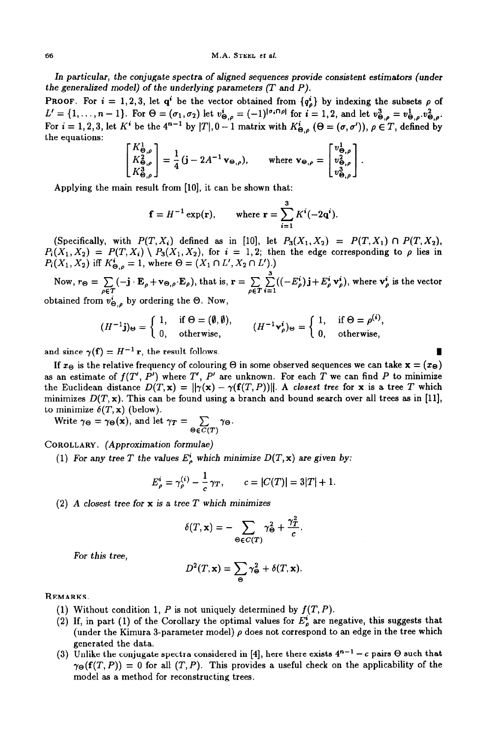*In particular, the conjugate spectra of aligned sequences provide consistent estimators (under the generalized model) of the underlying parameters (T and P).*

PROOF. For $i = 1,2,3$, let $\mathbf{q}^i$ be the vector obtained from $\{q^i_\rho\}$ by indexing the subsets $\rho$ of $L' = \{1,\ldots,n-1\}$. For $\Theta = (\sigma_1, \sigma_2)$ let $v^i_{\Theta,\rho} = (-1)^{|\sigma_i \cap \rho|}$ for $i = 1,2$, and let $v^3_{\Theta,\rho} = v^1_{\Theta,\rho} \cdot v^2_{\Theta,\rho}$. For $i = 1,2,3$, let $K^i$ be the $4^{n-1}$ by $|T|, 0-1$ matrix with $K^i_{\Theta,\rho}$ $(\Theta = (\sigma,\sigma'))$, $\rho \in T$, defined by the equations:

$$\begin{bmatrix} K^1_{\Theta,\rho} \\ K^2_{\Theta,\rho} \\ K^3_{\Theta,\rho} \end{bmatrix} = \frac{1}{4}(\mathbf{j} - 2A^{-1}\mathbf{v}_{\Theta,\rho}), \qquad \text{where } \mathbf{v}_{\Theta,\rho} = \begin{bmatrix} v^1_{\Theta,\rho} \\ v^2_{\Theta,\rho} \\ v^3_{\Theta,\rho} \end{bmatrix}.$$

Applying the main result from [10], it can be shown that:

$$\mathbf{f} = H^{-1}\exp(\mathbf{r}), \qquad \text{where } \mathbf{r} = \sum_{i=1}^{3} K^i(-2\mathbf{q}^i).$$

(Specifically, with $P(T, X_i)$ defined as in [10], let $P_3(X_1, X_2) = P(T, X_1) \cap P(T, X_2)$, $P_i(X_1, X_2) = P(T, X_i) \setminus P_3(X_1, X_2)$, for $i = 1,2$; then the edge corresponding to $\rho$ lies in $P_i(X_1, X_2)$ iff $K^i_{\Theta,\rho} = 1$, where $\Theta = (X_1 \cap L', X_2 \cap L')$.)

Now, $r_\Theta = \sum_{\rho \in T}(-\mathbf{j} \cdot \mathbf{E}_\rho + \mathbf{v}_{\Theta,\rho} \cdot \mathbf{E}_\rho)$, that is, $\mathbf{r} = \sum_{\rho \in T}\sum_{i=1}^{3}((-E^i_\rho)\mathbf{j} + E^i_\rho \mathbf{v}^i_\rho)$, where $\mathbf{v}^i_\rho$ is the vector obtained from $v^i_{\Theta,\rho}$ by ordering the $\Theta$. Now,

$$(H^{-1}\mathbf{j})_\Theta = \begin{cases} 1, & \text{if } \Theta = (\emptyset,\emptyset), \\ 0, & \text{otherwise}, \end{cases} \qquad (H^{-1}\mathbf{v}^i_\rho)_\Theta = \begin{cases} 1, & \text{if } \Theta = \rho^{(i)}, \\ 0, & \text{otherwise}, \end{cases}$$

and since $\gamma(\mathbf{f}) = H^{-1}\mathbf{r}$, the result follows. ∎

If $x_\Theta$ is the relative frequency of colouring $\Theta$ in some observed sequences we can take $\mathbf{x} = (x_\Theta)$ as an estimate of $f(T', P')$ where $T'$, $P'$ are unknown. For each $T$ we can find $P$ to minimize the Euclidean distance $D(T,\mathbf{x}) = \|\gamma(\mathbf{x}) - \gamma(\mathbf{f}(T,P))\|$. A *closest tree* for $\mathbf{x}$ is a tree $T$ which minimizes $D(T,\mathbf{x})$. This can be found using a branch and bound search over all trees as in [11], to minimize $\delta(T,\mathbf{x})$ (below).

Write $\gamma_\Theta = \gamma_\Theta(\mathbf{x})$, and let $\gamma_T = \sum_{\Theta \in C(T)} \gamma_\Theta$.

COROLLARY. *(Approximation formulae)*

(1) *For any tree T the values $E^i_\rho$ which minimize $D(T,\mathbf{x})$ are given by:*

$$E^i_\rho = \gamma^{(i)}_\rho - \frac{1}{c}\gamma_T, \qquad c = |C(T)| = 3|T| + 1.$$

(2) *A closest tree for $\mathbf{x}$ is a tree T which minimizes*

$$\delta(T,\mathbf{x}) = -\sum_{\Theta \in C(T)} \gamma_\Theta^2 + \frac{\gamma_T^2}{c}.$$

*For this tree,*

$$D^2(T,\mathbf{x}) = \sum_\Theta \gamma_\Theta^2 + \delta(T,\mathbf{x}).$$

REMARKS.

(1) Without condition 1, $P$ is not uniquely determined by $f(T,P)$.
(2) If, in part (1) of the Corollary the optimal values for $E^i_\rho$ are negative, this suggests that (under the Kimura 3-parameter model) $\rho$ does not correspond to an edge in the tree which generated the data.
(3) Unlike the conjugate spectra considered in [4], here there exists $4^{n-1} - c$ pairs $\Theta$ such that $\gamma_\Theta(\mathbf{f}(T,P)) = 0$ for all $(T,P)$. This provides a useful check on the applicability of the model as a method for reconstructing trees.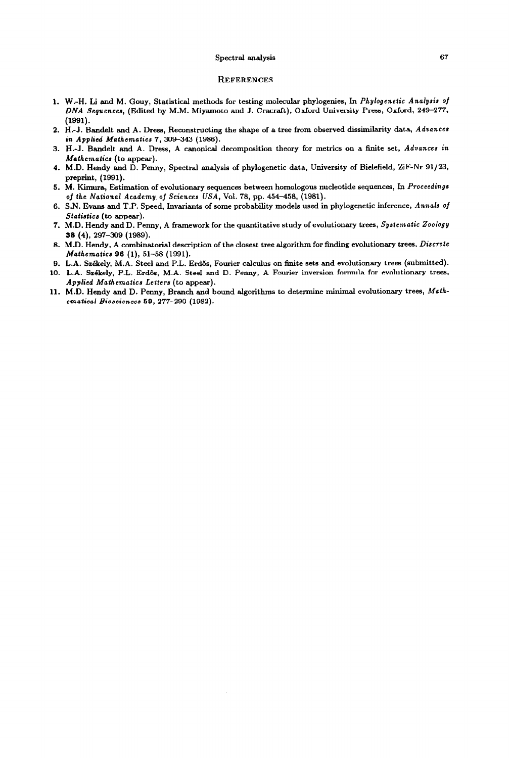## References

1. W.-H. Li and M. Gouy, Statistical methods for testing molecular phylogenies, In *Phylogenetic Analysis of DNA Sequences*, (Edited by M.M. Miyamoto and J. Cracraft), Oxford University Press, Oxford, 249–277, (1991).
2. H.-J. Bandelt and A. Dress, Reconstructing the shape of a tree from observed dissimilarity data, *Advances in Applied Mathematics* **7**, 309–343 (1986).
3. H.-J. Bandelt and A. Dress, A canonical decomposition theory for metrics on a finite set, *Advances in Mathematics* (to appear).
4. M.D. Hendy and D. Penny, Spectral analysis of phylogenetic data, University of Bielefield, ZiF-Nr 91/23, preprint, (1991).
5. M. Kimura, Estimation of evolutionary sequences between homologous nucleotide sequences, In *Proceedings of the National Academy of Sciences USA*, Vol. 78, pp. 454–458, (1981).
6. S.N. Evans and T.P. Speed, Invariants of some probability models used in phylogenetic inference, *Annals of Statistics* (to appear).
7. M.D. Hendy and D. Penny, A framework for the quantitative study of evolutionary trees, *Systematic Zoology* **38** (4), 297–309 (1989).
8. M.D. Hendy, A combinatorial description of the closest tree algorithm for finding evolutionary trees, *Discrete Mathematics* **96** (1), 51–58 (1991).
9. L.A. Székely, M.A. Steel and P.L. Erdős, Fourier calculus on finite sets and evolutionary trees (submitted).
10. L.A. Székely, P.L. Erdős, M.A. Steel and D. Penny, A Fourier inversion formula for evolutionary trees, *Applied Mathematics Letters* (to appear).
11. M.D. Hendy and D. Penny, Branch and bound algorithms to determine minimal evolutionary trees, *Mathematical Biosciences* **59**, 277–290 (1982).